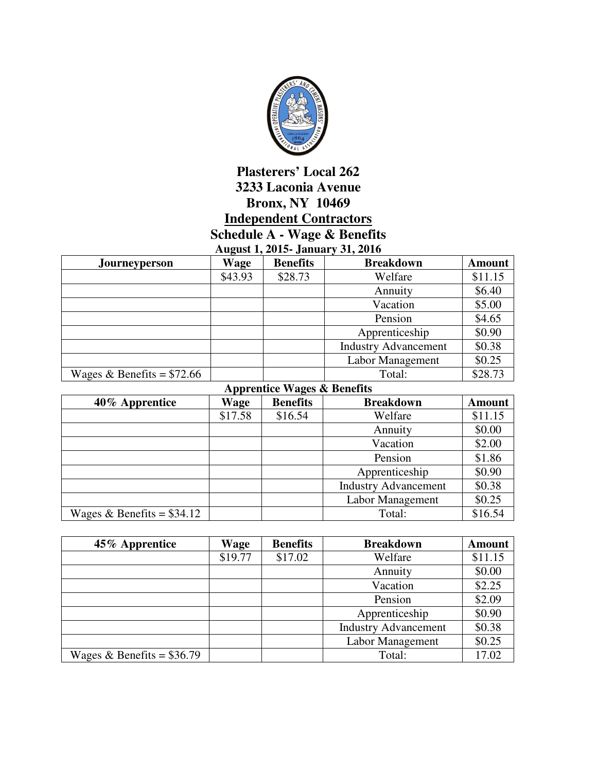# Plasterers' Local 262

## 3233 Laconia Avenue

## Bronx, NY 10469

## Independent Contractors

## Schedule A - Wage & Benefits

**August 1, 2015- January 31, 2016**

| Journeyperson | Wage | Benefits | Breakdown | Amount |
|---|---|---|---|---|
| | $43.93 | $28.73 | Welfare | $11.15 |
| | | | Annuity | $6.40 |
| | | | Vacation | $5.00 |
| | | | Pension | $4.65 |
| | | | Apprenticeship | $0.90 |
| | | | Industry Advancement | $0.38 |
| | | | Labor Management | $0.25 |
| Wages & Benefits = $72.66 | | | Total: | $28.73 |

**Apprentice Wages & Benefits**

| 40% Apprentice | Wage | Benefits | Breakdown | Amount |
|---|---|---|---|---|
| | $17.58 | $16.54 | Welfare | $11.15 |
| | | | Annuity | $0.00 |
| | | | Vacation | $2.00 |
| | | | Pension | $1.86 |
| | | | Apprenticeship | $0.90 |
| | | | Industry Advancement | $0.38 |
| | | | Labor Management | $0.25 |
| Wages & Benefits = $34.12 | | | Total: | $16.54 |

| 45% Apprentice | Wage | Benefits | Breakdown | Amount |
|---|---|---|---|---|
| | $19.77 | $17.02 | Welfare | $11.15 |
| | | | Annuity | $0.00 |
| | | | Vacation | $2.25 |
| | | | Pension | $2.09 |
| | | | Apprenticeship | $0.90 |
| | | | Industry Advancement | $0.38 |
| | | | Labor Management | $0.25 |
| Wages & Benefits = $36.79 | | | Total: | 17.02 |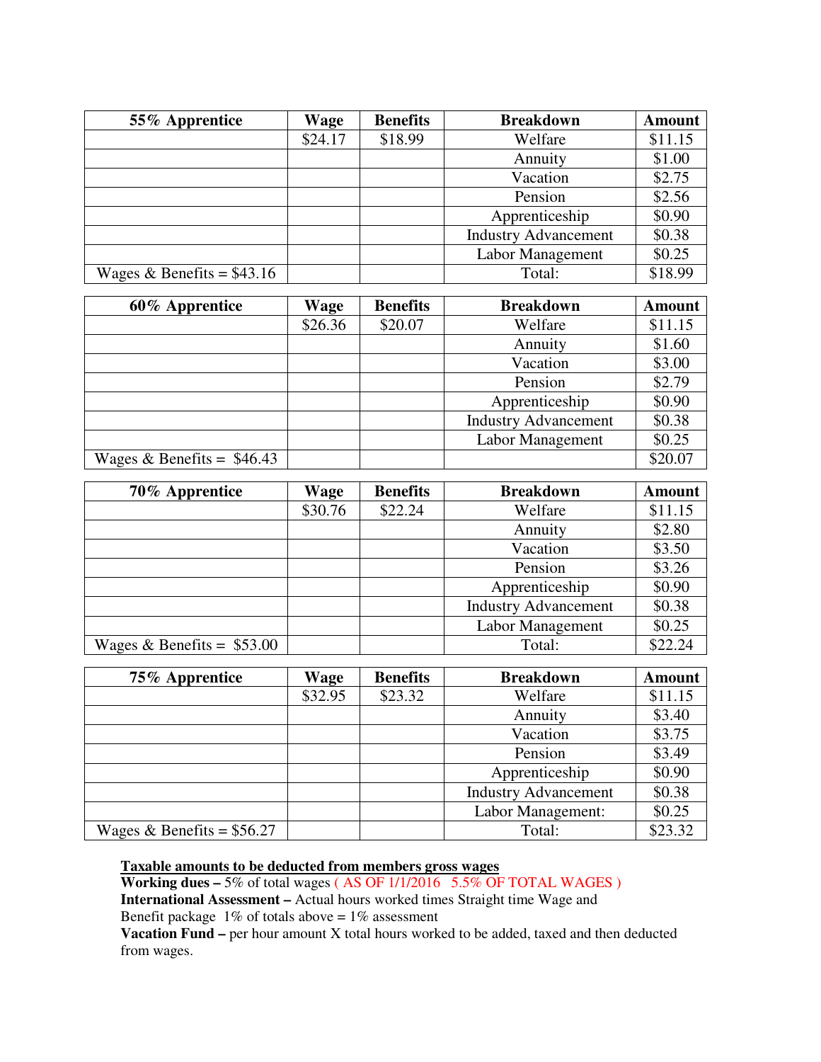| 55% Apprentice | Wage | Benefits | Breakdown | Amount |
|---|---|---|---|---|
| | $24.17 | $18.99 | Welfare | $11.15 |
| | | | Annuity | $1.00 |
| | | | Vacation | $2.75 |
| | | | Pension | $2.56 |
| | | | Apprenticeship | $0.90 |
| | | | Industry Advancement | $0.38 |
| | | | Labor Management | $0.25 |
| Wages & Benefits = $43.16 | | | Total: | $18.99 |

| 60% Apprentice | Wage | Benefits | Breakdown | Amount |
|---|---|---|---|---|
| | $26.36 | $20.07 | Welfare | $11.15 |
| | | | Annuity | $1.60 |
| | | | Vacation | $3.00 |
| | | | Pension | $2.79 |
| | | | Apprenticeship | $0.90 |
| | | | Industry Advancement | $0.38 |
| | | | Labor Management | $0.25 |
| Wages & Benefits = $46.43 | | | | $20.07 |

| 70% Apprentice | Wage | Benefits | Breakdown | Amount |
|---|---|---|---|---|
| | $30.76 | $22.24 | Welfare | $11.15 |
| | | | Annuity | $2.80 |
| | | | Vacation | $3.50 |
| | | | Pension | $3.26 |
| | | | Apprenticeship | $0.90 |
| | | | Industry Advancement | $0.38 |
| | | | Labor Management | $0.25 |
| Wages & Benefits = $53.00 | | | Total: | $22.24 |

| 75% Apprentice | Wage | Benefits | Breakdown | Amount |
|---|---|---|---|---|
| | $32.95 | $23.32 | Welfare | $11.15 |
| | | | Annuity | $3.40 |
| | | | Vacation | $3.75 |
| | | | Pension | $3.49 |
| | | | Apprenticeship | $0.90 |
| | | | Industry Advancement | $0.38 |
| | | | Labor Management: | $0.25 |
| Wages & Benefits = $56.27 | | | Total: | $23.32 |

**Taxable amounts to be deducted from members gross wages**

**Working dues –** 5% of total wages ( AS OF 1/1/2016 5.5% OF TOTAL WAGES )

**International Assessment –** Actual hours worked times Straight time Wage and Benefit package 1% of totals above = 1% assessment

**Vacation Fund –** per hour amount X total hours worked to be added, taxed and then deducted from wages.